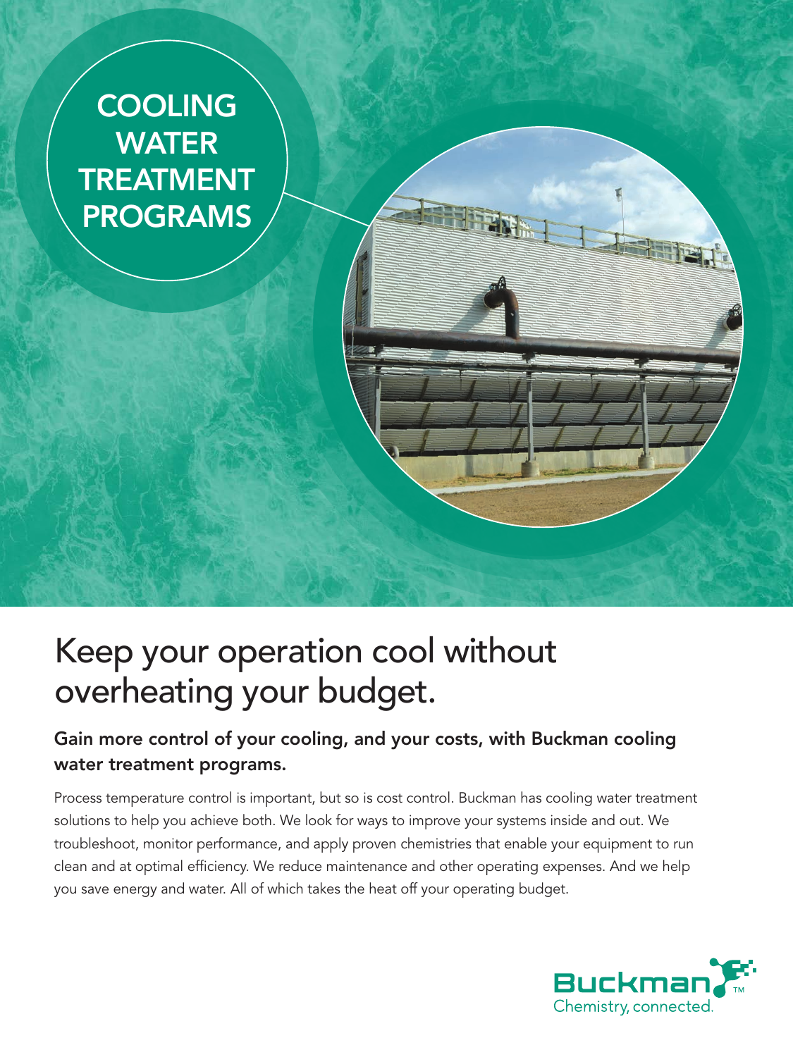# COOLING WATER TREATMENT PROGRAMS

## Keep your operation cool without overheating your budget.

### Gain more control of your cooling, and your costs, with Buckman cooling water treatment programs.

Process temperature control is important, but so is cost control. Buckman has cooling water treatment solutions to help you achieve both. We look for ways to improve your systems inside and out. We troubleshoot, monitor performance, and apply proven chemistries that enable your equipment to run clean and at optimal efficiency. We reduce maintenance and other operating expenses. And we help you save energy and water. All of which takes the heat off your operating budget.

Buckman™
Chemistry, connected.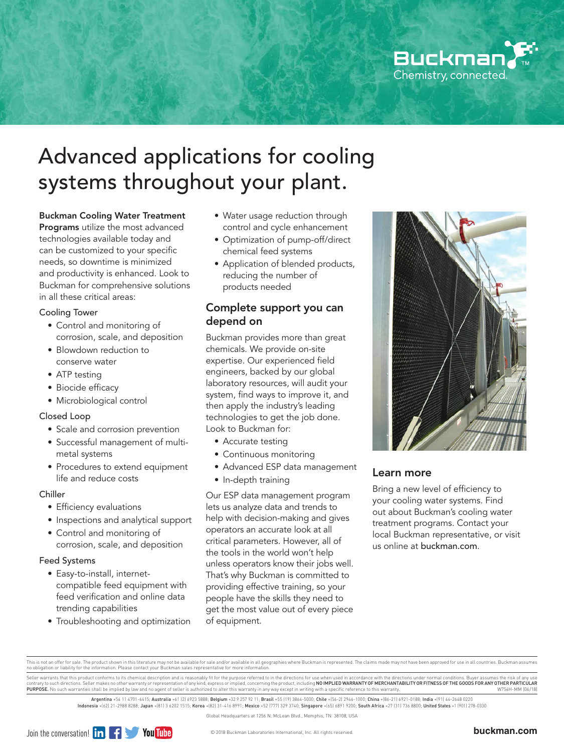Buckman
Chemistry, connected.

# Advanced applications for cooling systems throughout your plant.

**Buckman Cooling Water Treatment Programs** utilize the most advanced technologies available today and can be customized to your specific needs, so downtime is minimized and productivity is enhanced. Look to Buckman for comprehensive solutions in all these critical areas:

Cooling Tower

- Control and monitoring of corrosion, scale, and deposition
- Blowdown reduction to conserve water
- ATP testing
- Biocide efficacy
- Microbiological control

Closed Loop

- Scale and corrosion prevention
- Successful management of multi-metal systems
- Procedures to extend equipment life and reduce costs

Chiller

- Efficiency evaluations
- Inspections and analytical support
- Control and monitoring of corrosion, scale, and deposition

Feed Systems

- Easy-to-install, internet-compatible feed equipment with feed verification and online data trending capabilities
- Troubleshooting and optimization
- Water usage reduction through control and cycle enhancement
- Optimization of pump-off/direct chemical feed systems
- Application of blended products, reducing the number of products needed

## Complete support you can depend on

Buckman provides more than great chemicals. We provide on-site expertise. Our experienced field engineers, backed by our global laboratory resources, will audit your system, find ways to improve it, and then apply the industry's leading technologies to get the job done. Look to Buckman for:

- Accurate testing
- Continuous monitoring
- Advanced ESP data management
- In-depth training

Our ESP data management program lets us analyze data and trends to help with decision-making and gives operators an accurate look at all critical parameters. However, all of the tools in the world won't help unless operators know their jobs well. That's why Buckman is committed to providing effective training, so your people have the skills they need to get the most value out of every piece of equipment.

## Learn more

Bring a new level of efficiency to your cooling water systems. Find out about Buckman's cooling water treatment programs. Contact your local Buckman representative, or visit us online at buckman.com.

This is not an offer for sale. The product shown in this literature may not be available for sale and/or available in all geographies where Buckman is represented. The claims made may not have been approved for use in all countries. Buckman assumes no obligation or liability for the information. Please contact your Buckman sales representative for more information.

Seller warrants that this product conforms to its chemical description and is reasonably fit for the purpose referred to in the directions for use when used in accordance with the directions under normal conditions. Buyer assumes the risk of any use contrary to such directions. Seller makes no other warranty or representation of any kind, express or implied, concerning the product, including **NO IMPLIED WARRANTY OF MERCHANTABILITY OR FITNESS OF THE GOODS FOR ANY OTHER PARTICULAR PURPOSE.** No such warranties shall be implied by law and no agent of seller is authorized to alter this warranty in any way except in writing with a specific reference to this warranty. W754H-MM (06/18)

**Argentina** +54 11 4701-6415; **Australia** +61 (2) 6923 5888; **Belgium** +32 9 257 92 11; **Brasil** +55 (19) 3864-5000; **Chile** +(56-2) 2946-1000; **China** +(86-21) 6921-0188; **India** +(91) 44-2648 0220
**Indonesia** +(62) 21-2988 8288; **Japan** +(81) 3 6202 1515; **Korea** +(82) 31-416 8991; **Mexico** +52 (777) 329 3740; **Singapore** +(65) 6891 9200; **South Africa** +27 (31) 736 8800; **United States** +1 (901) 278-0330

Global Headquarters at 1256 N. McLean Blvd., Memphis, TN 38108, USA

Join the conversation!

© 2018 Buckman Laboratories International, Inc. All rights reserved.

**buckman.com**